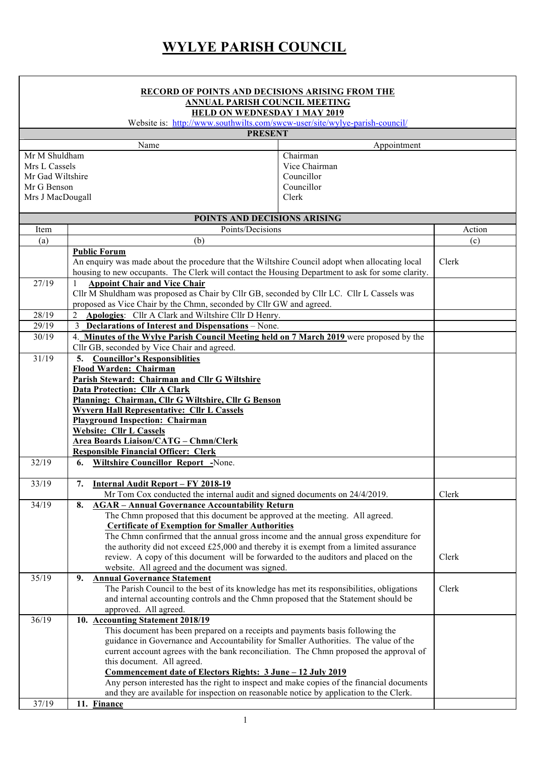# WYLYE PARISH COUNCIL

**RECORD OF POINTS AND DECISIONS ARISING FROM THE ANNUAL PARISH COUNCIL MEETING HELD ON WEDNESDAY 1 MAY 2019**

Website is: http://www.southwilts.com/swcw-user/site/wylye-parish-council/

**PRESENT**

| Name | Appointment |
|---|---|
| Mr M Shuldham | Chairman |
| Mrs L Cassels | Vice Chairman |
| Mr Gad Wiltshire | Councillor |
| Mr G Benson | Councillor |
| Mrs J MacDougall | Clerk |

**POINTS AND DECISIONS ARISING**

| Item | Points/Decisions | Action |
|---|---|---|
| (a) | (b) | (c) |
| | **Public Forum**<br>An enquiry was made about the procedure that the Wiltshire Council adopt when allocating local housing to new occupants. The Clerk will contact the Housing Department to ask for some clarity. | Clerk |
| 27/19 | 1 **Appoint Chair and Vice Chair**<br>Cllr M Shuldham was proposed as Chair by Cllr GB, seconded by Cllr LC. Cllr L Cassels was proposed as Vice Chair by the Chmn, seconded by Cllr GW and agreed. | |
| 28/19 | 2 **Apologies**: Cllr A Clark and Wiltshire Cllr D Henry. | |
| 29/19 | 3 **Declarations of Interest and Dispensations** – None. | |
| 30/19 | 4. **Minutes of the Wylye Parish Council Meeting held on 7 March 2019** were proposed by the Cllr GB, seconded by Vice Chair and agreed. | |
| 31/19 | 5. **Councillor's Responsiblities**<br>**Flood Warden: Chairman**<br>**Parish Steward: Chairman and Cllr G Wiltshire**<br>**Data Protection: Cllr A Clark**<br>**Planning: Chairman, Cllr G Wiltshire, Cllr G Benson**<br>**Wyvern Hall Representative: Cllr L Cassels**<br>**Playground Inspection: Chairman**<br>**Website: Cllr L Cassels**<br>**Area Boards Liaison/CATG – Chmn/Clerk**<br>**Responsible Financial Officer: Clerk** | |
| 32/19 | 6. **Wiltshire Councillor Report** -None. | |
| 33/19 | 7. **Internal Audit Report – FY 2018-19**<br>Mr Tom Cox conducted the internal audit and signed documents on 24/4/2019. | Clerk |
| 34/19 | 8. **AGAR – Annual Governance Accountability Return**<br>The Chmn proposed that this document be approved at the meeting. All agreed.<br>**Certificate of Exemption for Smaller Authorities**<br>The Chmn confirmed that the annual gross income and the annual gross expenditure for the authority did not exceed £25,000 and thereby it is exempt from a limited assurance review. A copy of this document will be forwarded to the auditors and placed on the website. All agreed and the document was signed. | Clerk |
| 35/19 | 9. **Annual Governance Statement**<br>The Parish Council to the best of its knowledge has met its responsibilities, obligations and internal accounting controls and the Chmn proposed that the Statement should be approved. All agreed. | Clerk |
| 36/19 | 10. **Accounting Statement 2018/19**<br>This document has been prepared on a receipts and payments basis following the guidance in Governance and Accountability for Smaller Authorities. The value of the current account agrees with the bank reconciliation. The Chmn proposed the approval of this document. All agreed.<br>**Commencement date of Electors Rights: 3 June – 12 July 2019**<br>Any person interested has the right to inspect and make copies of the financial documents and they are available for inspection on reasonable notice by application to the Clerk. | |
| 37/19 | 11. **Finance** | |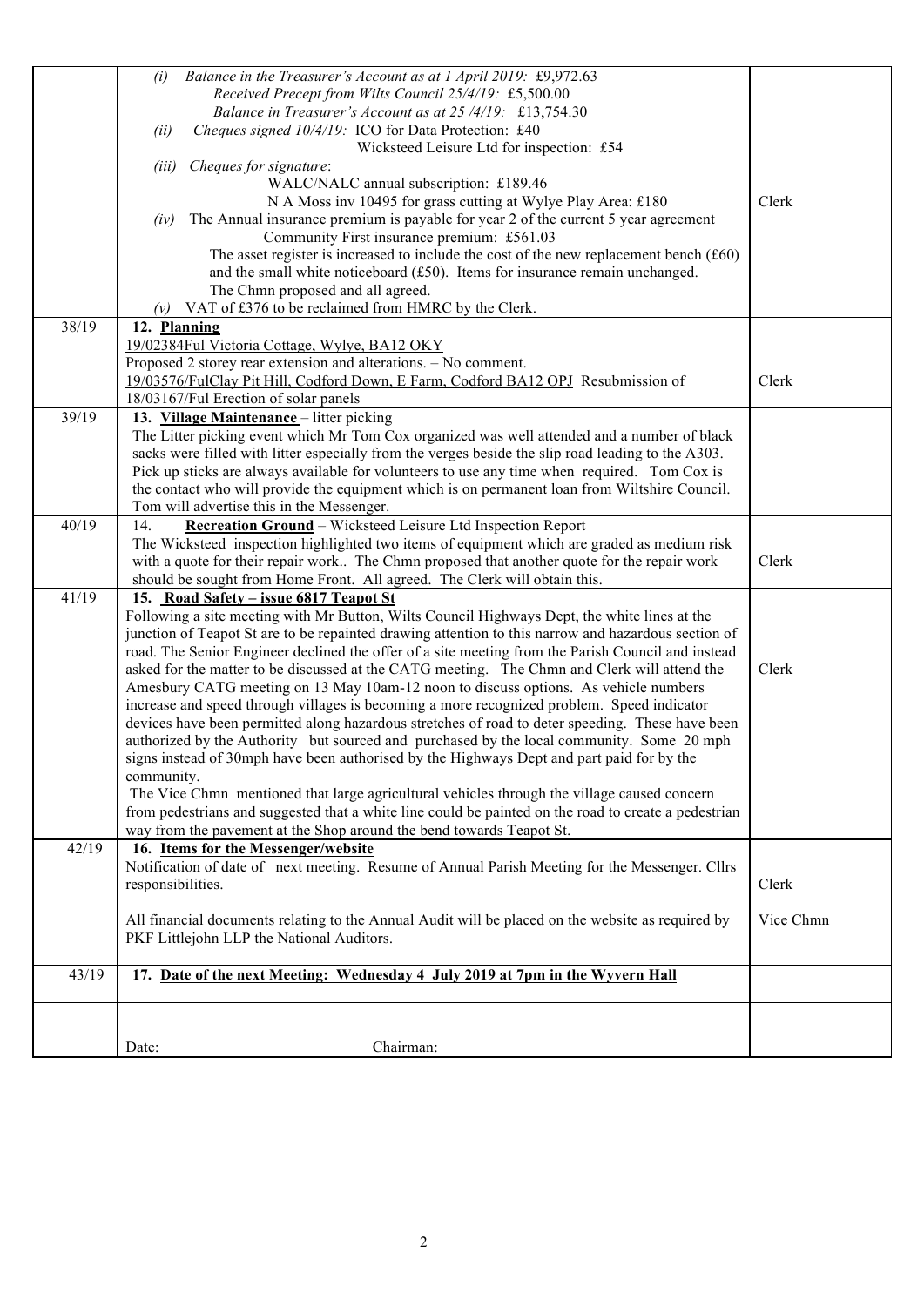| | | |
|---|---|---|
| | (i) *Balance in the Treasurer's Account as at 1 April 2019:* £9,972.63<br>*Received Precept from Wilts Council 25/4/19:* £5,500.00<br>*Balance in Treasurer's Account as at 25 /4/19:* £13,754.30<br>(ii) *Cheques signed 10/4/19:* ICO for Data Protection: £40<br>Wicksteed Leisure Ltd for inspection: £54<br>(iii) *Cheques for signature*:<br>WALC/NALC annual subscription: £189.46<br>N A Moss inv 10495 for grass cutting at Wylye Play Area: £180<br>(iv) The Annual insurance premium is payable for year 2 of the current 5 year agreement<br>Community First insurance premium: £561.03<br>The asset register is increased to include the cost of the new replacement bench (£60) and the small white noticeboard (£50). Items for insurance remain unchanged.<br>The Chmn proposed and all agreed.<br>(v) VAT of £376 to be reclaimed from HMRC by the Clerk. | Clerk |
| 38/19 | **12. <u>Planning</u>**<br><u>19/02384Ful Victoria Cottage, Wylye, BA12 OKY</u><br>Proposed 2 storey rear extension and alterations. – No comment.<br><u>19/03576/FulClay Pit Hill, Codford Down, E Farm, Codford BA12 OPJ</u> Resubmission of 18/03167/Ful Erection of solar panels | Clerk |
| 39/19 | **13. <u>Village Maintenance</u>** – litter picking<br>The Litter picking event which Mr Tom Cox organized was well attended and a number of black sacks were filled with litter especially from the verges beside the slip road leading to the A303. Pick up sticks are always available for volunteers to use any time when required. Tom Cox is the contact who will provide the equipment which is on permanent loan from Wiltshire Council. Tom will advertise this in the Messenger. | |
| 40/19 | 14. **<u>Recreation Ground</u>** – Wicksteed Leisure Ltd Inspection Report<br>The Wicksteed inspection highlighted two items of equipment which are graded as medium risk with a quote for their repair work.. The Chmn proposed that another quote for the repair work should be sought from Home Front. All agreed. The Clerk will obtain this. | Clerk |
| 41/19 | **15. <u>Road Safety – issue 6817 Teapot St</u>**<br>Following a site meeting with Mr Button, Wilts Council Highways Dept, the white lines at the junction of Teapot St are to be repainted drawing attention to this narrow and hazardous section of road. The Senior Engineer declined the offer of a site meeting from the Parish Council and instead asked for the matter to be discussed at the CATG meeting. The Chmn and Clerk will attend the Amesbury CATG meeting on 13 May 10am-12 noon to discuss options. As vehicle numbers increase and speed through villages is becoming a more recognized problem. Speed indicator devices have been permitted along hazardous stretches of road to deter speeding. These have been authorized by the Authority but sourced and purchased by the local community. Some 20 mph signs instead of 30mph have been authorised by the Highways Dept and part paid for by the community.<br>The Vice Chmn mentioned that large agricultural vehicles through the village caused concern from pedestrians and suggested that a white line could be painted on the road to create a pedestrian way from the pavement at the Shop around the bend towards Teapot St. | Clerk |
| 42/19 | **16. <u>Items for the Messenger/website</u>**<br>Notification of date of next meeting. Resume of Annual Parish Meeting for the Messenger. Cllrs responsibilities.<br><br>All financial documents relating to the Annual Audit will be placed on the website as required by PKF Littlejohn LLP the National Auditors. | Clerk<br><br>Vice Chmn |
| 43/19 | **17. <u>Date of the next Meeting: Wednesday 4 July 2019 at 7pm in the Wyvern Hall</u>** | |
| | Date: Chairman: | |